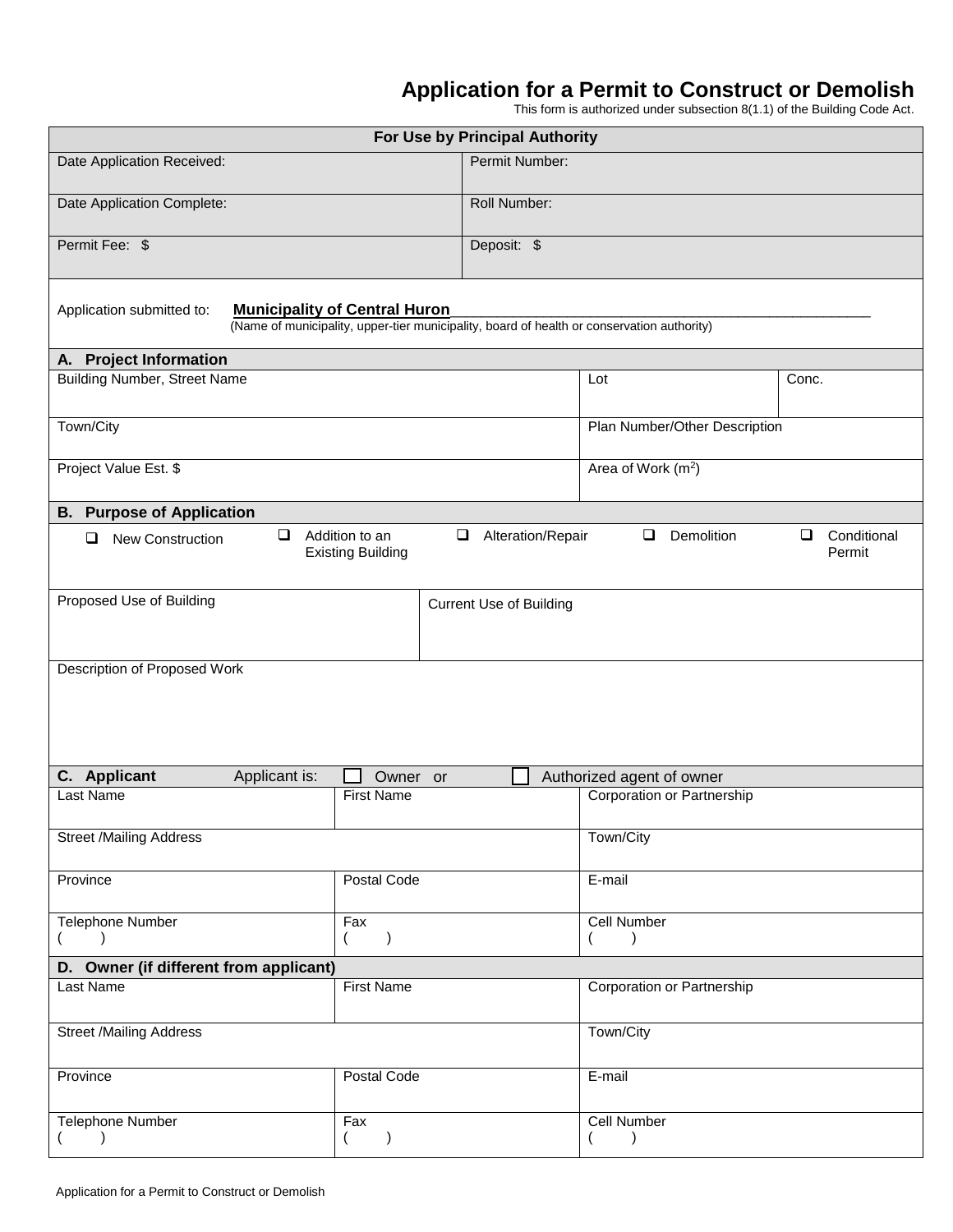# Application for a Permit to Construct or Demolish

This form is authorized under subsection 8(1.1) of the Building Code Act.

| For Use by Principal Authority | |
|---|---|
| Date Application Received: | Permit Number: |
| Date Application Complete: | Roll Number: |
| Permit Fee: $ | Deposit: $ |

Application submitted to: **Municipality of Central Huron**
(Name of municipality, upper-tier municipality, board of health or conservation authority)

## A. Project Information

| Building Number, Street Name | Lot | Conc. |
|---|---|---|
| Town/City | Plan Number/Other Description | |
| Project Value Est. $ | Area of Work ($m^2$) | |

## B. Purpose of Application

- ☐ New Construction
- ☐ Addition to an Existing Building
- ☐ Alteration/Repair
- ☐ Demolition
- ☐ Conditional Permit

| Proposed Use of Building | Current Use of Building |
|---|---|
| | |

Description of Proposed Work

## C. Applicant

Applicant is: ☐ Owner or ☐ Authorized agent of owner

| Last Name | First Name | Corporation or Partnership |
|---|---|---|
| Street /Mailing Address | | Town/City |
| Province | Postal Code | E-mail |
| Telephone Number ( ) | Fax ( ) | Cell Number ( ) |

## D. Owner (if different from applicant)

| Last Name | First Name | Corporation or Partnership |
|---|---|---|
| Street /Mailing Address | | Town/City |
| Province | Postal Code | E-mail |
| Telephone Number ( ) | Fax ( ) | Cell Number ( ) |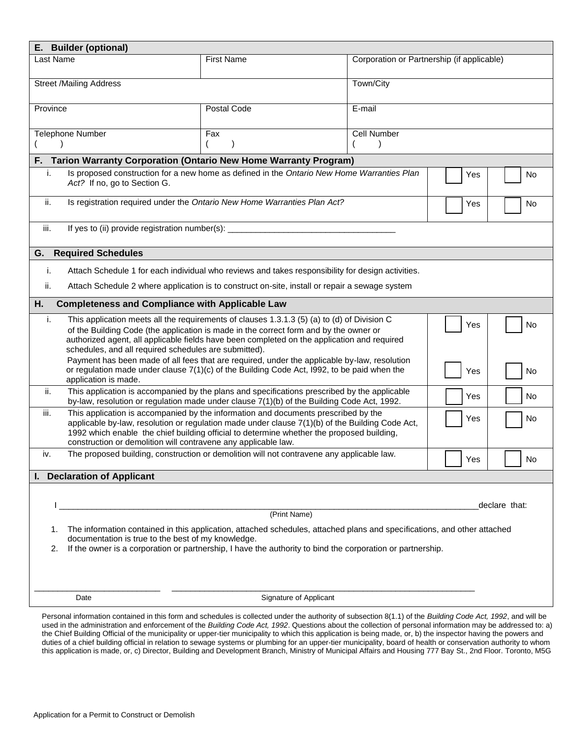## E. Builder (optional)

| Last Name | First Name | Corporation or Partnership (if applicable) |
|---|---|---|
| Street /Mailing Address | | Town/City |
| Province | Postal Code | E-mail |
| Telephone Number ( ) | Fax ( ) | Cell Number ( ) |

## F. Tarion Warranty Corporation (Ontario New Home Warranty Program)

| | | | |
|---|---|---|---|
| i. | Is proposed construction for a new home as defined in the *Ontario New Home Warranties Plan Act?* If no, go to Section G. | ☐ Yes | ☐ No |
| ii. | Is registration required under the *Ontario New Home Warranties Plan Act?* | ☐ Yes | ☐ No |
| iii. | If yes to (ii) provide registration number(s): ___________________________________ | | |

## G. Required Schedules

i. Attach Schedule 1 for each individual who reviews and takes responsibility for design activities.

ii. Attach Schedule 2 where application is to construct on-site, install or repair a sewage system

## H. Completeness and Compliance with Applicable Law

| | | | |
|---|---|---|---|
| i. | This application meets all the requirements of clauses 1.3.1.3 (5) (a) to (d) of Division C of the Building Code (the application is made in the correct form and by the owner or authorized agent, all applicable fields have been completed on the application and required schedules, and all required schedules are submitted). | ☐ Yes | ☐ No |
| | Payment has been made of all fees that are required, under the applicable by-law, resolution or regulation made under clause 7(1)(c) of the Building Code Act, I992, to be paid when the application is made. | ☐ Yes | ☐ No |
| ii. | This application is accompanied by the plans and specifications prescribed by the applicable by-law, resolution or regulation made under clause 7(1)(b) of the Building Code Act, 1992. | ☐ Yes | ☐ No |
| iii. | This application is accompanied by the information and documents prescribed by the applicable by-law, resolution or regulation made under clause 7(1)(b) of the Building Code Act, 1992 which enable the chief building official to determine whether the proposed building, construction or demolition will contravene any applicable law. | ☐ Yes | ☐ No |
| iv. | The proposed building, construction or demolition will not contravene any applicable law. | ☐ Yes | ☐ No |

## I. Declaration of Applicant

I ______________________________________________________________________________ declare that:

(Print Name)

1. The information contained in this application, attached schedules, attached plans and specifications, and other attached documentation is true to the best of my knowledge.
2. If the owner is a corporation or partnership, I have the authority to bind the corporation or partnership.

__________________________ ______________________________________________________________

Date Signature of Applicant

Personal information contained in this form and schedules is collected under the authority of subsection 8(1.1) of the *Building Code Act, 1992*, and will be used in the administration and enforcement of the *Building Code Act, 1992*. Questions about the collection of personal information may be addressed to: a) the Chief Building Official of the municipality or upper-tier municipality to which this application is being made, or, b) the inspector having the powers and duties of a chief building official in relation to sewage systems or plumbing for an upper-tier municipality, board of health or conservation authority to whom this application is made, or, c) Director, Building and Development Branch, Ministry of Municipal Affairs and Housing 777 Bay St., 2nd Floor. Toronto, M5G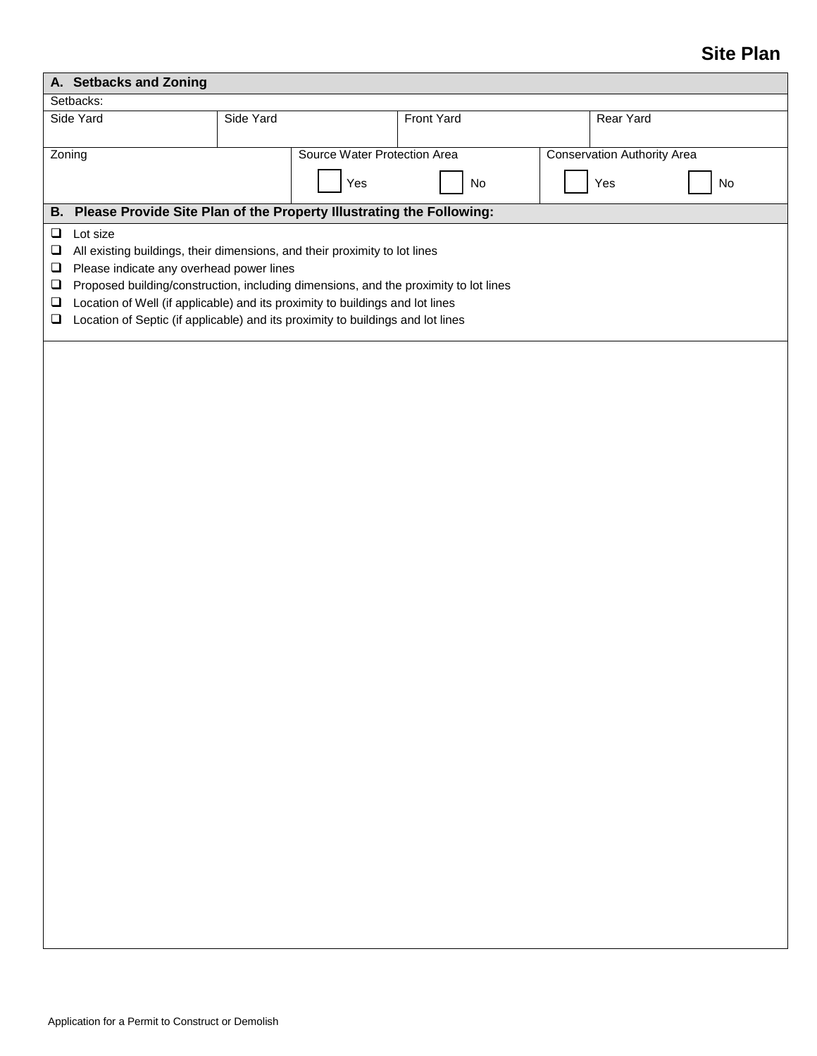# Site Plan

| A. Setbacks and Zoning | | | |
|---|---|---|---|
| Setbacks: | | | |
| Side Yard | Side Yard | Front Yard | Rear Yard |

| Zoning | Source Water Protection Area | | Conservation Authority Area | |
|---|---|---|---|---|
| | ☐ Yes | ☐ No | ☐ Yes | ☐ No |

## B. Please Provide Site Plan of the Property Illustrating the Following:

- ☐ Lot size
- ☐ All existing buildings, their dimensions, and their proximity to lot lines
- ☐ Please indicate any overhead power lines
- ☐ Proposed building/construction, including dimensions, and the proximity to lot lines
- ☐ Location of Well (if applicable) and its proximity to buildings and lot lines
- ☐ Location of Septic (if applicable) and its proximity to buildings and lot lines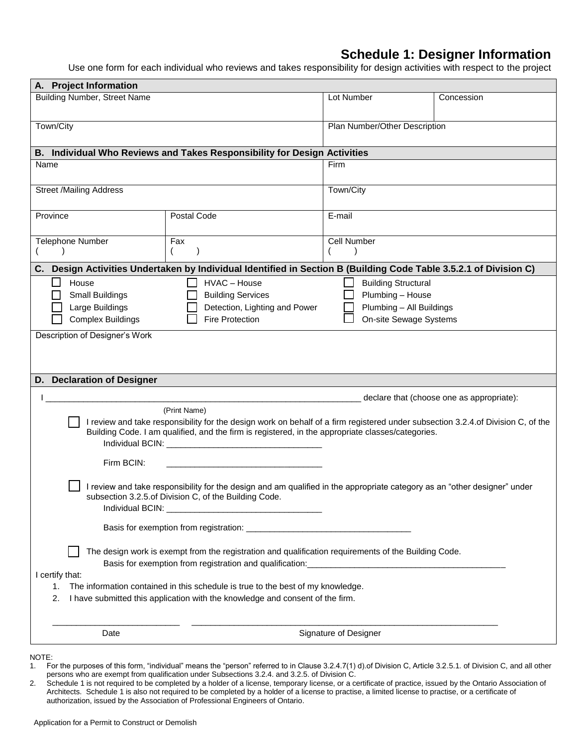# Schedule 1: Designer Information

Use one form for each individual who reviews and takes responsibility for design activities with respect to the project

## A. Project Information

| Building Number, Street Name | Lot Number | Concession |
|---|---|---|
| | | |
| **Town/City** | **Plan Number/Other Description** | |
| | | |

## B. Individual Who Reviews and Takes Responsibility for Design Activities

| Name | | Firm |
|---|---|---|
| | | |
| **Street /Mailing Address** | | **Town/City** |
| | | |
| **Province** | **Postal Code** | **E-mail** |
| | | |
| **Telephone Number** | **Fax** | **Cell Number** |
| (    ) | (    ) | (    ) |

## C. Design Activities Undertaken by Individual Identified in Section B (Building Code Table 3.5.2.1 of Division C)

| | | |
|---|---|---|
| ☐ House | ☐ HVAC – House | ☐ Building Structural |
| ☐ Small Buildings | ☐ Building Services | ☐ Plumbing – House |
| ☐ Large Buildings | ☐ Detection, Lighting and Power | ☐ Plumbing – All Buildings |
| ☐ Complex Buildings | ☐ Fire Protection | ☐ On-site Sewage Systems |

Description of Designer's Work

## D. Declaration of Designer

I _____________________________________________ declare that (choose one as appropriate):
(Print Name)

☐ I review and take responsibility for the design work on behalf of a firm registered under subsection 3.2.4.of Division C, of the Building Code. I am qualified, and the firm is registered, in the appropriate classes/categories.

Individual BCIN: ______________________________

Firm BCIN: ______________________________

☐ I review and take responsibility for the design and am qualified in the appropriate category as an "other designer" under subsection 3.2.5.of Division C, of the Building Code.

Individual BCIN: ______________________________

Basis for exemption from registration: ______________________________

☐ The design work is exempt from the registration and qualification requirements of the Building Code.

Basis for exemption from registration and qualification: ______________________________

I certify that:

1. The information contained in this schedule is true to the best of my knowledge.
2. I have submitted this application with the knowledge and consent of the firm.

______________________ ______________________________________

Date Signature of Designer

NOTE:

1. For the purposes of this form, "individual" means the "person" referred to in Clause 3.2.4.7(1) d).of Division C, Article 3.2.5.1. of Division C, and all other persons who are exempt from qualification under Subsections 3.2.4. and 3.2.5. of Division C.
2. Schedule 1 is not required to be completed by a holder of a license, temporary license, or a certificate of practice, issued by the Ontario Association of Architects. Schedule 1 is also not required to be completed by a holder of a license to practise, a limited license to practise, or a certificate of authorization, issued by the Association of Professional Engineers of Ontario.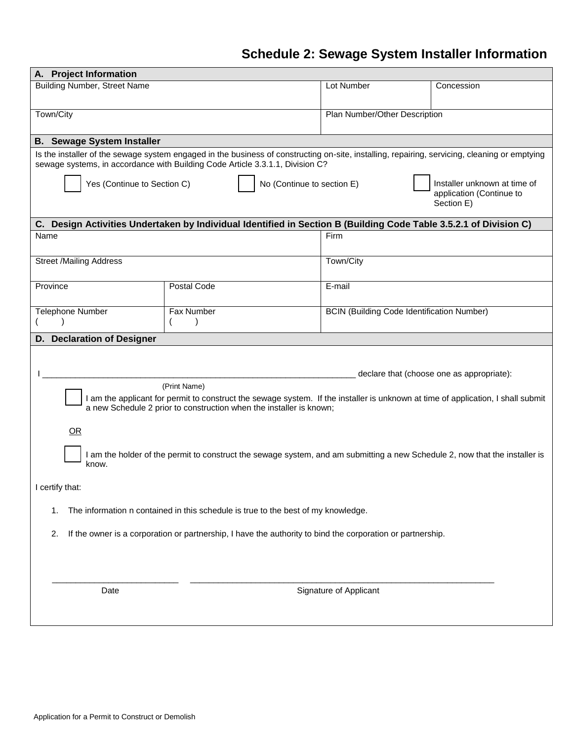# Schedule 2: Sewage System Installer Information

| A. Project Information | | | |
|---|---|---|---|
| Building Number, Street Name | | Lot Number | Concession |
| Town/City | | Plan Number/Other Description | |

**B. Sewage System Installer**

Is the installer of the sewage system engaged in the business of constructing on-site, installing, repairing, servicing, cleaning or emptying sewage systems, in accordance with Building Code Article 3.3.1.1, Division C?

☐ Yes (Continue to Section C) ☐ No (Continue to section E) ☐ Installer unknown at time of application (Continue to Section E)

| C. Design Activities Undertaken by Individual Identified in Section B (Building Code Table 3.5.2.1 of Division C) | | |
|---|---|---|
| Name | | Firm |
| Street /Mailing Address | | Town/City |
| Province | Postal Code | E-mail |
| Telephone Number<br>(     ) | Fax Number<br>(     ) | BCIN (Building Code Identification Number) |

**D. Declaration of Designer**

I _______________________________________________ declare that (choose one as appropriate):
(Print Name)

☐ I am the applicant for permit to construct the sewage system. If the installer is unknown at time of application, I shall submit a new Schedule 2 prior to construction when the installer is known;

OR

☐ I am the holder of the permit to construct the sewage system, and am submitting a new Schedule 2, now that the installer is know.

I certify that:

1. The information n contained in this schedule is true to the best of my knowledge.
2. If the owner is a corporation or partnership, I have the authority to bind the corporation or partnership.

_________________________ _______________________________________________
Date Signature of Applicant